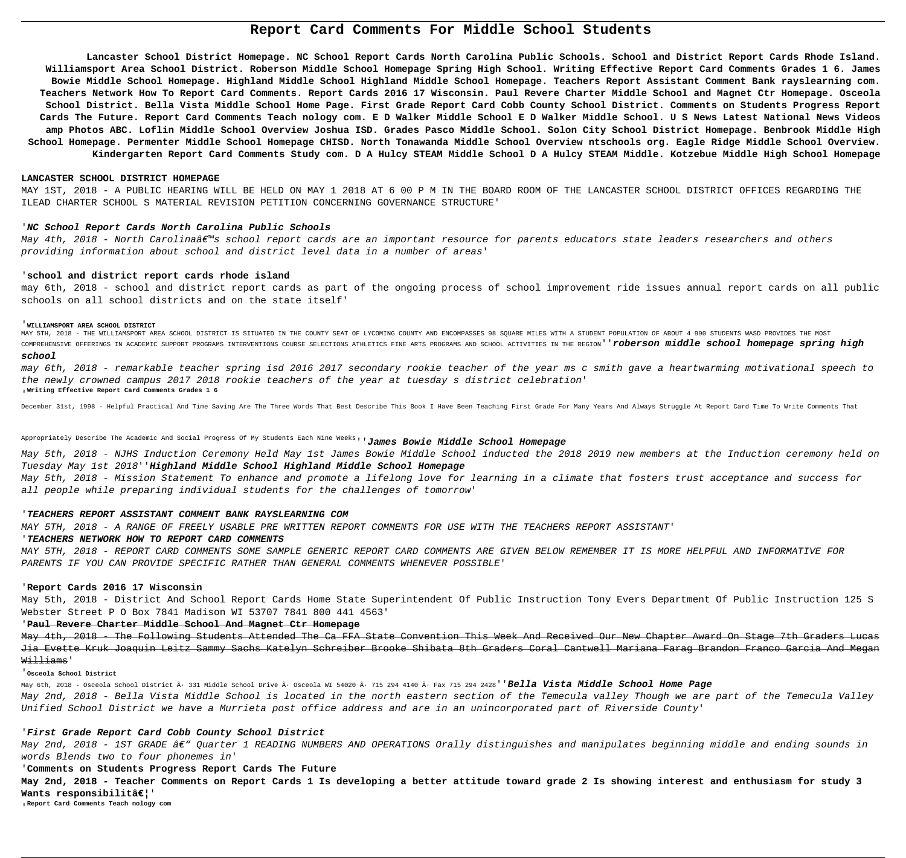# Report Card Comments For Middle School Students

**Lancaster School District Homepage. NC School Report Cards North Carolina Public Schools. School and District Report Cards Rhode Island. Williamsport Area School District. Roberson Middle School Homepage Spring High School. Writing Effective Report Card Comments Grades 1 6. James Bowie Middle School Homepage. Highland Middle School Highland Middle School Homepage. Teachers Report Assistant Comment Bank rayslearning com. Teachers Network How To Report Card Comments. Report Cards 2016 17 Wisconsin. Paul Revere Charter Middle School and Magnet Ctr Homepage. Osceola School District. Bella Vista Middle School Home Page. First Grade Report Card Cobb County School District. Comments on Students Progress Report Cards The Future. Report Card Comments Teach nology com. E D Walker Middle School E D Walker Middle School. U S News Latest National News Videos amp Photos ABC. Loflin Middle School Overview Joshua ISD. Grades Pasco Middle School. Solon City School District Homepage. Benbrook Middle High School Homepage. Permenter Middle School Homepage CHISD. North Tonawanda Middle School Overview ntschools org. Eagle Ridge Middle School Overview. Kindergarten Report Card Comments Study com. D A Hulcy STEAM Middle School D A Hulcy STEAM Middle. Kotzebue Middle High School Homepage**

**LANCASTER SCHOOL DISTRICT HOMEPAGE**

MAY 1ST, 2018 - A PUBLIC HEARING WILL BE HELD ON MAY 1 2018 AT 6 00 P M IN THE BOARD ROOM OF THE LANCASTER SCHOOL DISTRICT OFFICES REGARDING THE ILEAD CHARTER SCHOOL S MATERIAL REVISION PETITION CONCERNING GOVERNANCE STRUCTURE'

'***NC School Report Cards North Carolina Public Schools***

*May 4th, 2018 - North Carolinaâ€™s school report cards are an important resource for parents educators state leaders researchers and others providing information about school and district level data in a number of areas'*

'**school and district report cards rhode island**

may 6th, 2018 - school and district report cards as part of the ongoing process of school improvement ride issues annual report cards on all public schools on all school districts and on the state itself'

'**WILLIAMSPORT AREA SCHOOL DISTRICT**

MAY 5TH, 2018 - THE WILLIAMSPORT AREA SCHOOL DISTRICT IS SITUATED IN THE COUNTY SEAT OF LYCOMING COUNTY AND ENCOMPASSES 98 SQUARE MILES WITH A STUDENT POPULATION OF ABOUT 4 990 STUDENTS WASD PROVIDES THE MOST COMPREHENSIVE OFFERINGS IN ACADEMIC SUPPORT PROGRAMS INTERVENTIONS COURSE SELECTIONS ATHLETICS FINE ARTS PROGRAMS AND SCHOOL ACTIVITIES IN THE REGION''***roberson middle school homepage spring high school***

*may 6th, 2018 - remarkable teacher spring isd 2016 2017 secondary rookie teacher of the year ms c smith gave a heartwarming motivational speech to the newly crowned campus 2017 2018 rookie teachers of the year at tuesday s district celebration'*

'**Writing Effective Report Card Comments Grades 1 6**

December 31st, 1998 - Helpful Practical And Time Saving Are The Three Words That Best Describe This Book I Have Been Teaching First Grade For Many Years And Always Struggle At Report Card Time To Write Comments That Appropriately Describe The Academic And Social Progress Of My Students Each Nine Weeks''***James Bowie Middle School Homepage***

*May 5th, 2018 - NJHS Induction Ceremony Held May 1st James Bowie Middle School inducted the 2018 2019 new members at the Induction ceremony held on Tuesday May 1st 2018''**Highland Middle School Highland Middle School Homepage***

*May 5th, 2018 - Mission Statement To enhance and promote a lifelong love for learning in a climate that fosters trust acceptance and success for all people while preparing individual students for the challenges of tomorrow'*

'***TEACHERS REPORT ASSISTANT COMMENT BANK RAYSLEARNING COM***

*MAY 5TH, 2018 - A RANGE OF FREELY USABLE PRE WRITTEN REPORT COMMENTS FOR USE WITH THE TEACHERS REPORT ASSISTANT'*

'***TEACHERS NETWORK HOW TO REPORT CARD COMMENTS***

*MAY 5TH, 2018 - REPORT CARD COMMENTS SOME SAMPLE GENERIC REPORT CARD COMMENTS ARE GIVEN BELOW REMEMBER IT IS MORE HELPFUL AND INFORMATIVE FOR PARENTS IF YOU CAN PROVIDE SPECIFIC RATHER THAN GENERAL COMMENTS WHENEVER POSSIBLE'*

'**Report Cards 2016 17 Wisconsin**

May 5th, 2018 - District And School Report Cards Home State Superintendent Of Public Instruction Tony Evers Department Of Public Instruction 125 S Webster Street P O Box 7841 Madison WI 53707 7841 800 441 4563'

'**Paul Revere Charter Middle School And Magnet Ctr Homepage**

~~May 4th, 2018 - The Following Students Attended The Ca FFA State Convention This Week And Received Our New Chapter Award On Stage 7th Graders Lucas Jia Evette Kruk Joaquin Leitz Sammy Sachs Katelyn Schreiber Brooke Shibata 8th Graders Coral Cantwell Mariana Farag Brandon Franco Garcia And Megan Williams~~'

'**Osceola School District**

May 6th, 2018 - Osceola School District Â· 331 Middle School Drive Â· Osceola WI 54020 Â· 715 294 4140 Â· Fax 715 294 2428''***Bella Vista Middle School Home Page***

*May 2nd, 2018 - Bella Vista Middle School is located in the north eastern section of the Temecula valley Though we are part of the Temecula Valley Unified School District we have a Murrieta post office address and are in an unincorporated part of Riverside County'*

'***First Grade Report Card Cobb County School District***

*May 2nd, 2018 - 1ST GRADE â€“ Quarter 1 READING NUMBERS AND OPERATIONS Orally distinguishes and manipulates beginning middle and ending sounds in words Blends two to four phonemes in'*

'**Comments on Students Progress Report Cards The Future**

**May 2nd, 2018 - Teacher Comments on Report Cards 1 Is developing a better attitude toward grade 2 Is showing interest and enthusiasm for study 3 Wants responsibilitâ€¦'**

'**Report Card Comments Teach nology com**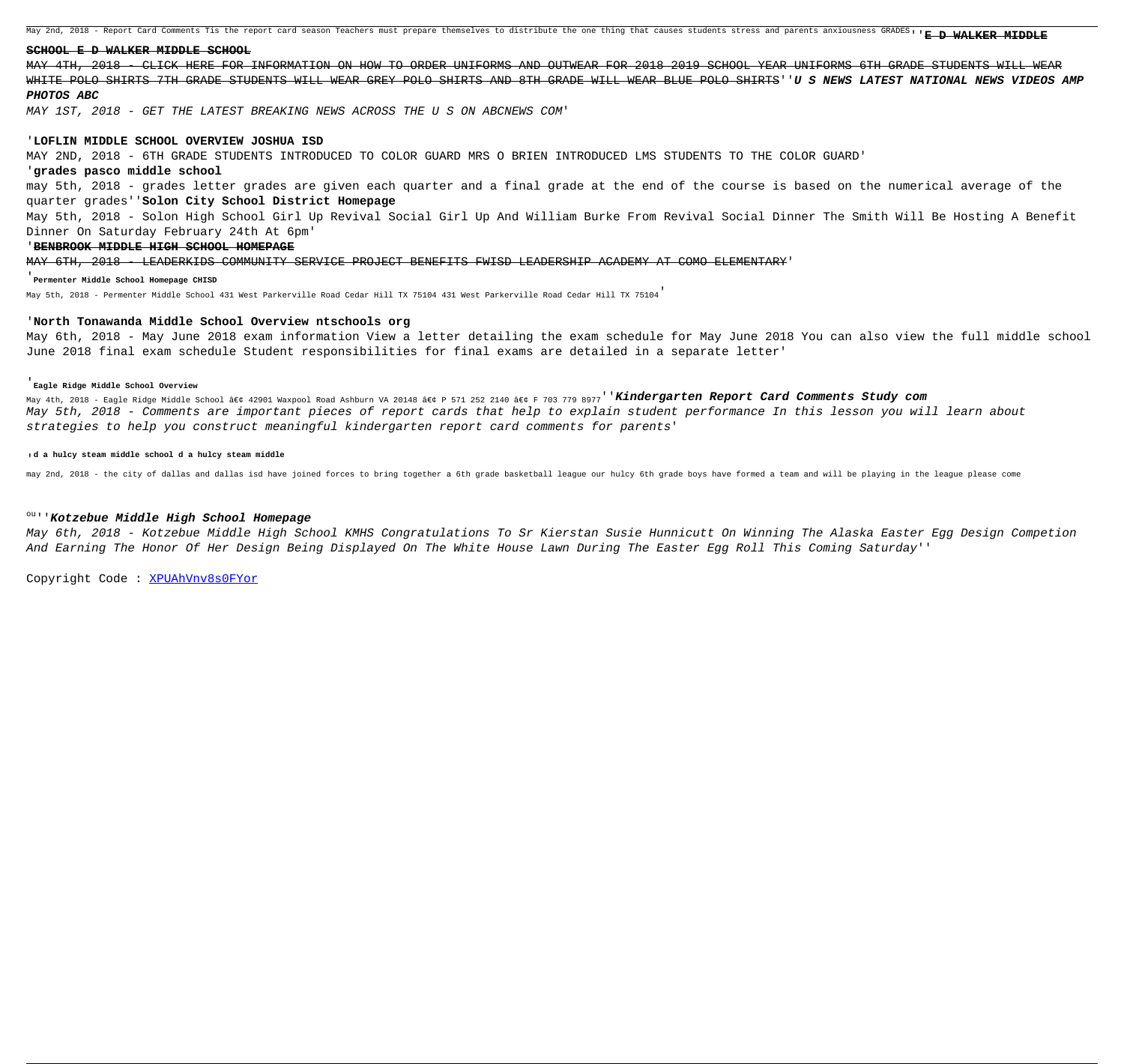May 2nd, 2018 - Report Card Comments Tis the report card season Teachers must prepare themselves to distribute the one thing that causes students stress and parents anxiousness GRADES''

**E D WALKER MIDDLE SCHOOL E D WALKER MIDDLE SCHOOL**

MAY 4TH, 2018 - CLICK HERE FOR INFORMATION ON HOW TO ORDER UNIFORMS AND OUTWEAR FOR 2018 2019 SCHOOL YEAR UNIFORMS 6TH GRADE STUDENTS WILL WEAR WHITE POLO SHIRTS 7TH GRADE STUDENTS WILL WEAR GREY POLO SHIRTS AND 8TH GRADE WILL WEAR BLUE POLO SHIRTS''***U S NEWS LATEST NATIONAL NEWS VIDEOS AMP PHOTOS ABC***

*MAY 1ST, 2018 - GET THE LATEST BREAKING NEWS ACROSS THE U S ON ABCNEWS COM*'

'**LOFLIN MIDDLE SCHOOL OVERVIEW JOSHUA ISD**

MAY 2ND, 2018 - 6TH GRADE STUDENTS INTRODUCED TO COLOR GUARD MRS O BRIEN INTRODUCED LMS STUDENTS TO THE COLOR GUARD'

'**grades pasco middle school**

may 5th, 2018 - grades letter grades are given each quarter and a final grade at the end of the course is based on the numerical average of the quarter grades''**Solon City School District Homepage**

May 5th, 2018 - Solon High School Girl Up Revival Social Girl Up And William Burke From Revival Social Dinner The Smith Will Be Hosting A Benefit Dinner On Saturday February 24th At 6pm'

'**BENBROOK MIDDLE HIGH SCHOOL HOMEPAGE**

MAY 6TH, 2018 - LEADERKIDS COMMUNITY SERVICE PROJECT BENEFITS FWISD LEADERSHIP ACADEMY AT COMO ELEMENTARY'

'**Permenter Middle School Homepage CHISD**

May 5th, 2018 - Permenter Middle School 431 West Parkerville Road Cedar Hill TX 75104 431 West Parkerville Road Cedar Hill TX 75104'

'**North Tonawanda Middle School Overview ntschools org**

May 6th, 2018 - May June 2018 exam information View a letter detailing the exam schedule for May June 2018 You can also view the full middle school June 2018 final exam schedule Student responsibilities for final exams are detailed in a separate letter'

'**Eagle Ridge Middle School Overview**

May 4th, 2018 - Eagle Ridge Middle School â€¢ 42901 Waxpool Road Ashburn VA 20148 â€¢ P 571 252 2140 â€¢ F 703 779 8977''***Kindergarten Report Card Comments Study com***

*May 5th, 2018 - Comments are important pieces of report cards that help to explain student performance In this lesson you will learn about strategies to help you construct meaningful kindergarten report card comments for parents*'

'**d a hulcy steam middle school d a hulcy steam middle**

may 2nd, 2018 - the city of dallas and dallas isd have joined forces to bring together a 6th grade basketball league our hulcy 6th grade boys have formed a team and will be playing in the league please come out''***Kotzebue Middle High School Homepage***

*May 6th, 2018 - Kotzebue Middle High School KMHS Congratulations To Sr Kierstan Susie Hunnicutt On Winning The Alaska Easter Egg Design Competion And Earning The Honor Of Her Design Being Displayed On The White House Lawn During The Easter Egg Roll This Coming Saturday*''

Copyright Code : XPUAhVnv8s0FYor